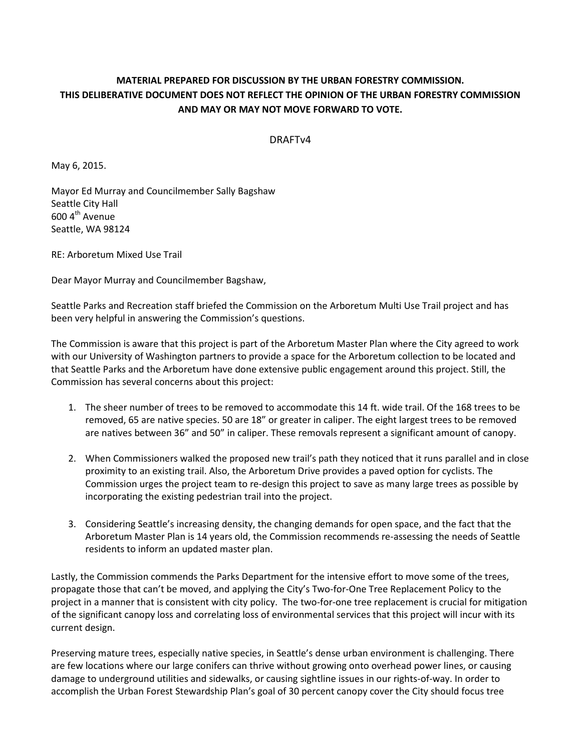**MATERIAL PREPARED FOR DISCUSSION BY THE URBAN FORESTRY COMMISSION. THIS DELIBERATIVE DOCUMENT DOES NOT REFLECT THE OPINION OF THE URBAN FORESTRY COMMISSION AND MAY OR MAY NOT MOVE FORWARD TO VOTE.**

DRAFTv4

May 6, 2015.

Mayor Ed Murray and Councilmember Sally Bagshaw
Seattle City Hall
600 4th Avenue
Seattle, WA 98124

RE: Arboretum Mixed Use Trail

Dear Mayor Murray and Councilmember Bagshaw,

Seattle Parks and Recreation staff briefed the Commission on the Arboretum Multi Use Trail project and has been very helpful in answering the Commission's questions.

The Commission is aware that this project is part of the Arboretum Master Plan where the City agreed to work with our University of Washington partners to provide a space for the Arboretum collection to be located and that Seattle Parks and the Arboretum have done extensive public engagement around this project. Still, the Commission has several concerns about this project:

1. The sheer number of trees to be removed to accommodate this 14 ft. wide trail. Of the 168 trees to be removed, 65 are native species. 50 are 18" or greater in caliper. The eight largest trees to be removed are natives between 36" and 50" in caliper. These removals represent a significant amount of canopy.

2. When Commissioners walked the proposed new trail's path they noticed that it runs parallel and in close proximity to an existing trail. Also, the Arboretum Drive provides a paved option for cyclists. The Commission urges the project team to re-design this project to save as many large trees as possible by incorporating the existing pedestrian trail into the project.

3. Considering Seattle's increasing density, the changing demands for open space, and the fact that the Arboretum Master Plan is 14 years old, the Commission recommends re-assessing the needs of Seattle residents to inform an updated master plan.

Lastly, the Commission commends the Parks Department for the intensive effort to move some of the trees, propagate those that can't be moved, and applying the City's Two-for-One Tree Replacement Policy to the project in a manner that is consistent with city policy. The two-for-one tree replacement is crucial for mitigation of the significant canopy loss and correlating loss of environmental services that this project will incur with its current design.

Preserving mature trees, especially native species, in Seattle's dense urban environment is challenging. There are few locations where our large conifers can thrive without growing onto overhead power lines, or causing damage to underground utilities and sidewalks, or causing sightline issues in our rights-of-way. In order to accomplish the Urban Forest Stewardship Plan's goal of 30 percent canopy cover the City should focus tree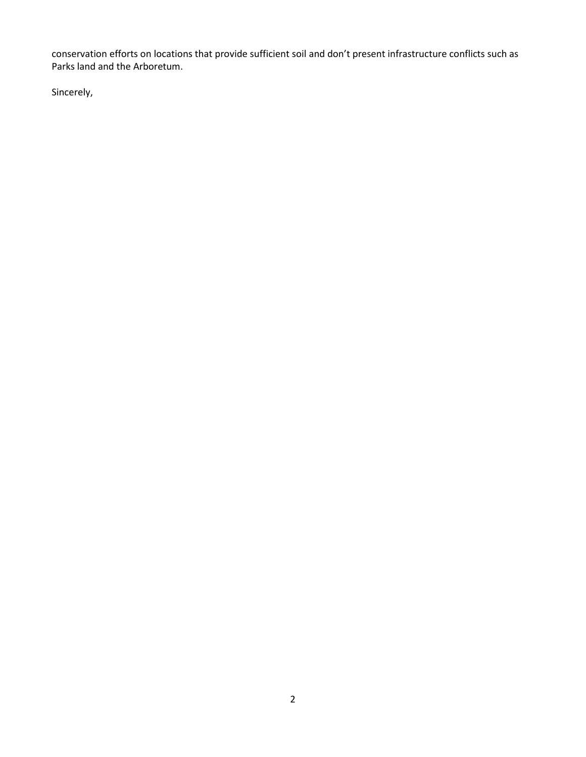conservation efforts on locations that provide sufficient soil and don't present infrastructure conflicts such as Parks land and the Arboretum.

Sincerely,